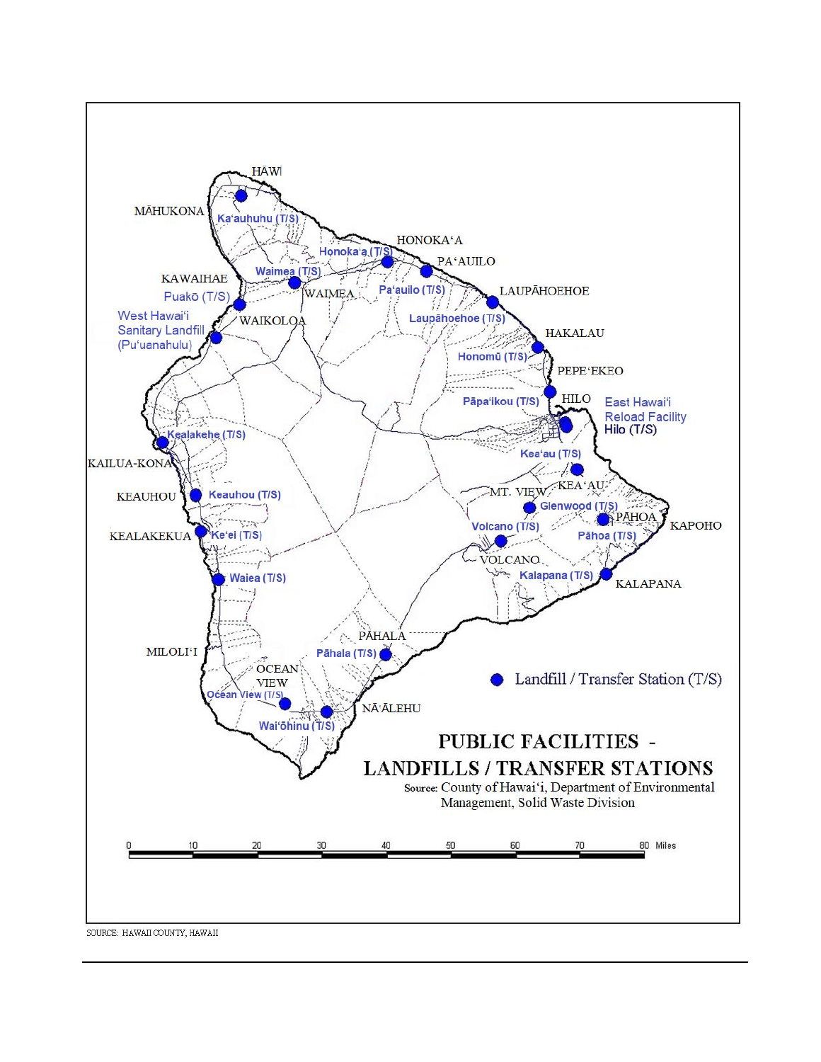# PUBLIC FACILITIES - LANDFILLS / TRANSFER STATIONS

Source: County of Hawai'i, Department of Environmental Management, Solid Waste Division

● Landfill / Transfer Station (T/S)

HĀWĪ

MĀHUKONA

Ka'auhuhu (T/S)

HONOKA'A

Honoka'a (T/S)

PA'AUILO

Pa'auilo (T/S)

KAWAIHAE

Waimea (T/S)

WAIMEA

Puakō (T/S)

LAUPĀHOEHOE

Laupāhoehoe (T/S)

West Hawai'i Sanitary Landfill (Pu'uanahulu)

WAIKOLOA

HAKALAU

Honomū (T/S)

PEPE'EKEO

Pāpa'ikou (T/S)

HILO

East Hawai'i Reload Facility

Hilo (T/S)

Kealakehe (T/S)

KAILUA-KONA

Kea'au (T/S)

KEA'AU

MT. VIEW

KEAUHOU

Keauhou (T/S)

Glenwood (T/S)

PĀHOA

KAPOHO

KEALAKEKUA

Ke'ei (T/S)

Volcano (T/S)

Pāhoa (T/S)

VOLCANO

Kalapana (T/S)

KALAPANA

Waiea (T/S)

PĀHALA

MILOLI'I

Pāhala (T/S)

OCEAN VIEW

Ocean View (T/S)

NĀ'ĀLEHU

Wai'ōhinu (T/S)

0 10 20 30 40 50 60 70 80 Miles

SOURCE: HAWAII COUNTY, HAWAII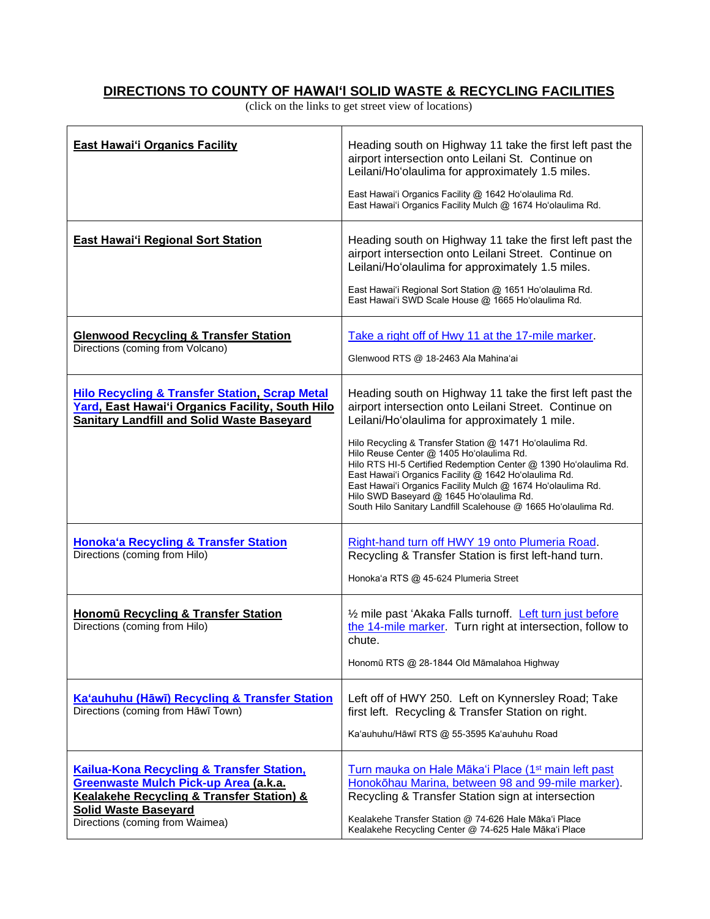## DIRECTIONS TO COUNTY OF HAWAIʻI SOLID WASTE & RECYCLING FACILITIES

(click on the links to get street view of locations)

| Facility | Directions |
|---|---|
| **East Hawaiʻi Organics Facility** | Heading south on Highway 11 take the first left past the airport intersection onto Leilani St. Continue on Leilani/Hoʻolaulima for approximately 1.5 miles.<br><br>East Hawaiʻi Organics Facility @ 1642 Hoʻolaulima Rd.<br>East Hawaiʻi Organics Facility Mulch @ 1674 Hoʻolaulima Rd. |
| **East Hawaiʻi Regional Sort Station** | Heading south on Highway 11 take the first left past the airport intersection onto Leilani Street. Continue on Leilani/Hoʻolaulima for approximately 1.5 miles.<br><br>East Hawaiʻi Regional Sort Station @ 1651 Hoʻolaulima Rd.<br>East Hawaiʻi SWD Scale House @ 1665 Hoʻolaulima Rd. |
| **Glenwood Recycling & Transfer Station**<br>Directions (coming from Volcano) | Take a right off of Hwy 11 at the 17-mile marker.<br><br>Glenwood RTS @ 18-2463 Ala Mahinaʻai |
| **Hilo Recycling & Transfer Station, Scrap Metal Yard, East Hawaiʻi Organics Facility, South Hilo Sanitary Landfill and Solid Waste Baseyard** | Heading south on Highway 11 take the first left past the airport intersection onto Leilani Street. Continue on Leilani/Hoʻolaulima for approximately 1 mile.<br><br>Hilo Recycling & Transfer Station @ 1471 Hoʻolaulima Rd.<br>Hilo Reuse Center @ 1405 Hoʻolaulima Rd.<br>Hilo RTS HI-5 Certified Redemption Center @ 1390 Hoʻolaulima Rd.<br>East Hawaiʻi Organics Facility @ 1642 Hoʻolaulima Rd.<br>East Hawaiʻi Organics Facility Mulch @ 1674 Hoʻolaulima Rd.<br>Hilo SWD Baseyard @ 1645 Hoʻolaulima Rd.<br>South Hilo Sanitary Landfill Scalehouse @ 1665 Hoʻolaulima Rd. |
| **Honokaʻa Recycling & Transfer Station**<br>Directions (coming from Hilo) | Right-hand turn off HWY 19 onto Plumeria Road. Recycling & Transfer Station is first left-hand turn.<br><br>Honokaʻa RTS @ 45-624 Plumeria Street |
| **Honomū Recycling & Transfer Station**<br>Directions (coming from Hilo) | ½ mile past ʻAkaka Falls turnoff. Left turn just before the 14-mile marker. Turn right at intersection, follow to chute.<br><br>Honomū RTS @ 28-1844 Old Māmalahoa Highway |
| **Kaʻauhuhu (Hāwī) Recycling & Transfer Station**<br>Directions (coming from Hāwī Town) | Left off of HWY 250. Left on Kynnersley Road; Take first left. Recycling & Transfer Station on right.<br><br>Kaʻauhuhu/Hāwī RTS @ 55-3595 Kaʻauhuhu Road |
| **Kailua-Kona Recycling & Transfer Station, Greenwaste Mulch Pick-up Area (a.k.a. Kealakehe Recycling & Transfer Station) & Solid Waste Baseyard**<br>Directions (coming from Waimea) | Turn mauka on Hale Mākaʻi Place (1st main left past Honokōhau Marina, between 98 and 99-mile marker). Recycling & Transfer Station sign at intersection<br><br>Kealakehe Transfer Station @ 74-626 Hale Mākaʻi Place<br>Kealakehe Recycling Center @ 74-625 Hale Mākaʻi Place |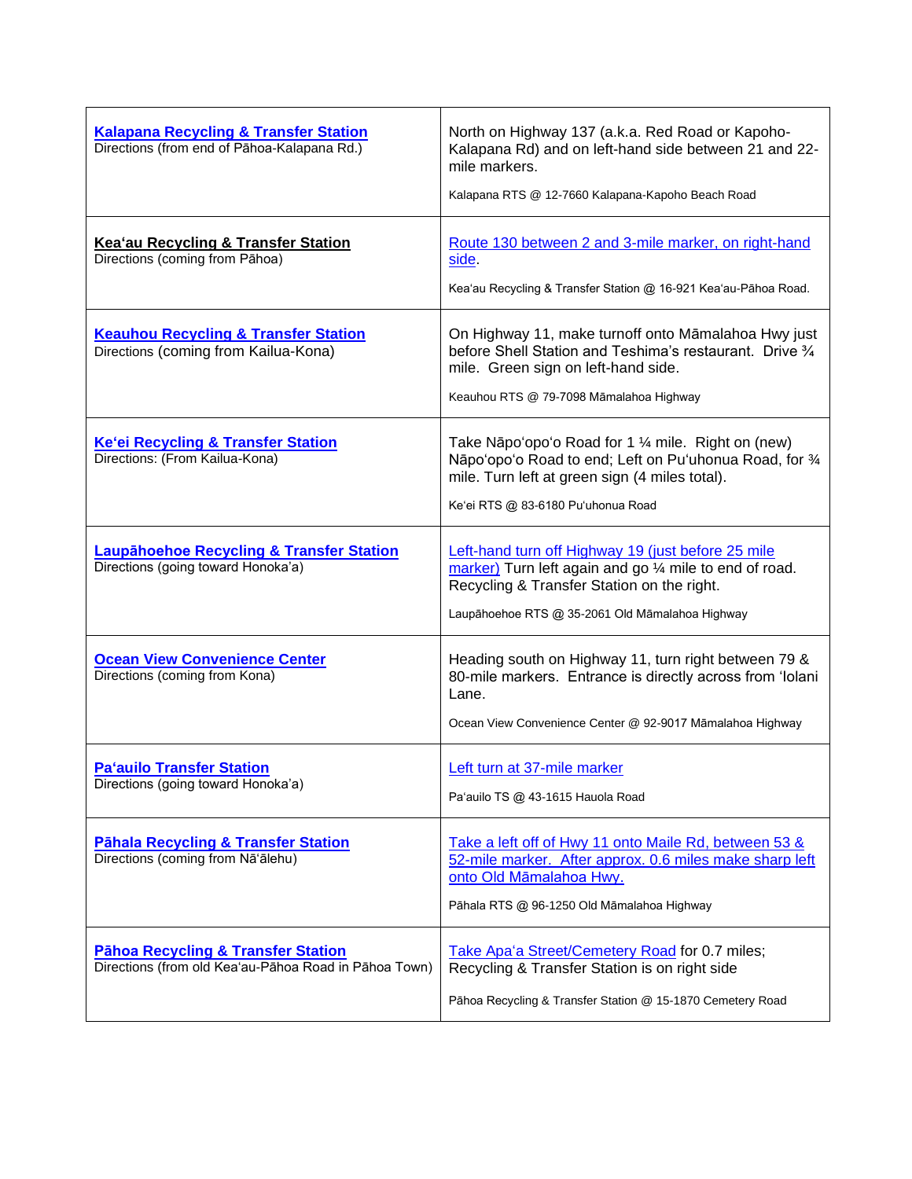| | |
|---|---|
| **Kalapana Recycling & Transfer Station**<br>Directions (from end of Pāhoa-Kalapana Rd.) | North on Highway 137 (a.k.a. Red Road or Kapoho-Kalapana Rd) and on left-hand side between 21 and 22-mile markers.<br><br>Kalapana RTS @ 12-7660 Kalapana-Kapoho Beach Road |
| **Keaʻau Recycling & Transfer Station**<br>Directions (coming from Pāhoa) | Route 130 between 2 and 3-mile marker, on right-hand side.<br><br>Keaʻau Recycling & Transfer Station @ 16-921 Keaʻau-Pāhoa Road. |
| **Keauhou Recycling & Transfer Station**<br>Directions (coming from Kailua-Kona) | On Highway 11, make turnoff onto Māmalahoa Hwy just before Shell Station and Teshima's restaurant. Drive ¾ mile. Green sign on left-hand side.<br><br>Keauhou RTS @ 79-7098 Māmalahoa Highway |
| **Keʻei Recycling & Transfer Station**<br>Directions: (From Kailua-Kona) | Take Nāpoʻopoʻo Road for 1 ¼ mile. Right on (new) Nāpoʻopoʻo Road to end; Left on Puʻuhonua Road, for ¾ mile. Turn left at green sign (4 miles total).<br><br>Keʻei RTS @ 83-6180 Puʻuhonua Road |
| **Laupāhoehoe Recycling & Transfer Station**<br>Directions (going toward Honokaʻa) | Left-hand turn off Highway 19 (just before 25 mile marker) Turn left again and go ¼ mile to end of road. Recycling & Transfer Station on the right.<br><br>Laupāhoehoe RTS @ 35-2061 Old Māmalahoa Highway |
| **Ocean View Convenience Center**<br>Directions (coming from Kona) | Heading south on Highway 11, turn right between 79 & 80-mile markers. Entrance is directly across from ʻIolani Lane.<br><br>Ocean View Convenience Center @ 92-9017 Māmalahoa Highway |
| **Paʻauilo Transfer Station**<br>Directions (going toward Honokaʻa) | Left turn at 37-mile marker<br><br>Paʻauilo TS @ 43-1615 Hauola Road |
| **Pāhala Recycling & Transfer Station**<br>Directions (coming from Nāʻālehu) | Take a left off of Hwy 11 onto Maile Rd, between 53 & 52-mile marker. After approx. 0.6 miles make sharp left onto Old Māmalahoa Hwy.<br><br>Pāhala RTS @ 96-1250 Old Māmalahoa Highway |
| **Pāhoa Recycling & Transfer Station**<br>Directions (from old Keaʻau-Pāhoa Road in Pāhoa Town) | Take Apaʻa Street/Cemetery Road for 0.7 miles; Recycling & Transfer Station is on right side<br><br>Pāhoa Recycling & Transfer Station @ 15-1870 Cemetery Road |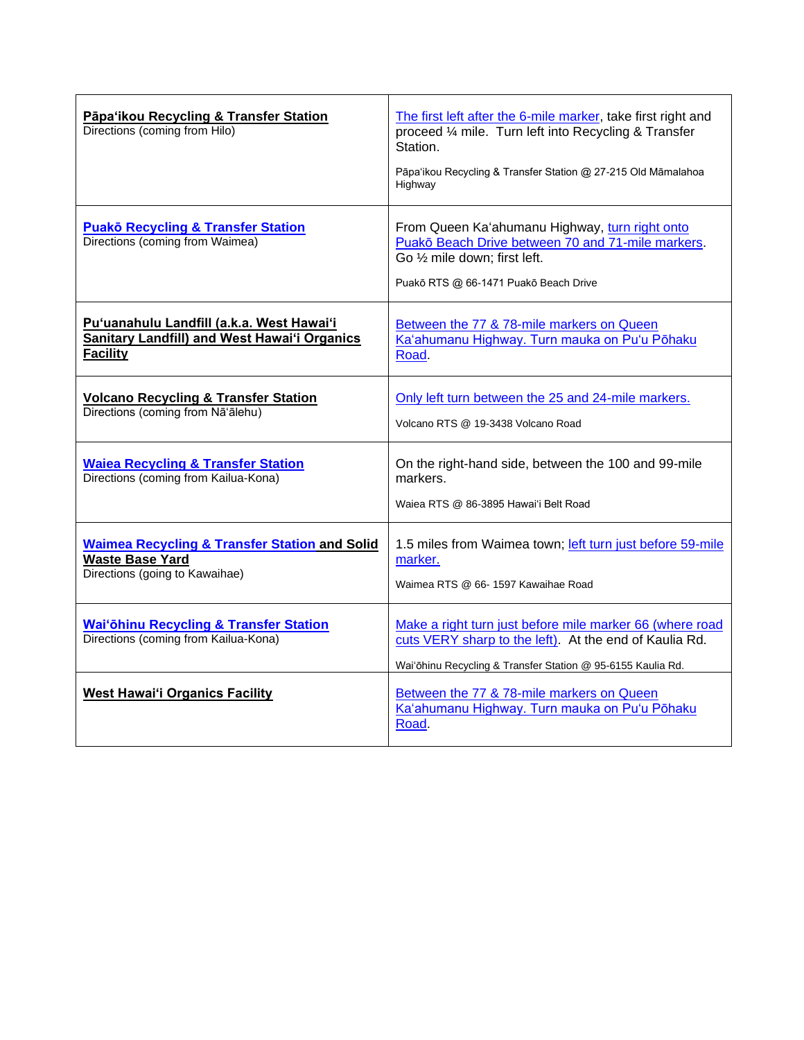| | |
|---|---|
| **Pāpaʻikou Recycling & Transfer Station**<br>Directions (coming from Hilo) | The first left after the 6-mile marker, take first right and proceed ¼ mile. Turn left into Recycling & Transfer Station.<br><br>Pāpaʻikou Recycling & Transfer Station @ 27-215 Old Māmalahoa Highway |
| **Puakō Recycling & Transfer Station**<br>Directions (coming from Waimea) | From Queen Kaʻahumanu Highway, turn right onto Puakō Beach Drive between 70 and 71-mile markers. Go ½ mile down; first left.<br><br>Puakō RTS @ 66-1471 Puakō Beach Drive |
| **Puʻuanahulu Landfill (a.k.a. West Hawaiʻi Sanitary Landfill) and West Hawaiʻi Organics Facility** | Between the 77 & 78-mile markers on Queen Kaʻahumanu Highway. Turn mauka on Puʻu Pōhaku Road. |
| **Volcano Recycling & Transfer Station**<br>Directions (coming from Nāʻālehu) | Only left turn between the 25 and 24-mile markers.<br><br>Volcano RTS @ 19-3438 Volcano Road |
| **Waiea Recycling & Transfer Station**<br>Directions (coming from Kailua-Kona) | On the right-hand side, between the 100 and 99-mile markers.<br><br>Waiea RTS @ 86-3895 Hawaiʻi Belt Road |
| **Waimea Recycling & Transfer Station and Solid Waste Base Yard**<br>Directions (going to Kawaihae) | 1.5 miles from Waimea town; left turn just before 59-mile marker.<br><br>Waimea RTS @ 66- 1597 Kawaihae Road |
| **Waiʻōhinu Recycling & Transfer Station**<br>Directions (coming from Kailua-Kona) | Make a right turn just before mile marker 66 (where road cuts VERY sharp to the left). At the end of Kaulia Rd.<br><br>Waiʻōhinu Recycling & Transfer Station @ 95-6155 Kaulia Rd. |
| **West Hawaiʻi Organics Facility** | Between the 77 & 78-mile markers on Queen Kaʻahumanu Highway. Turn mauka on Puʻu Pōhaku Road. |